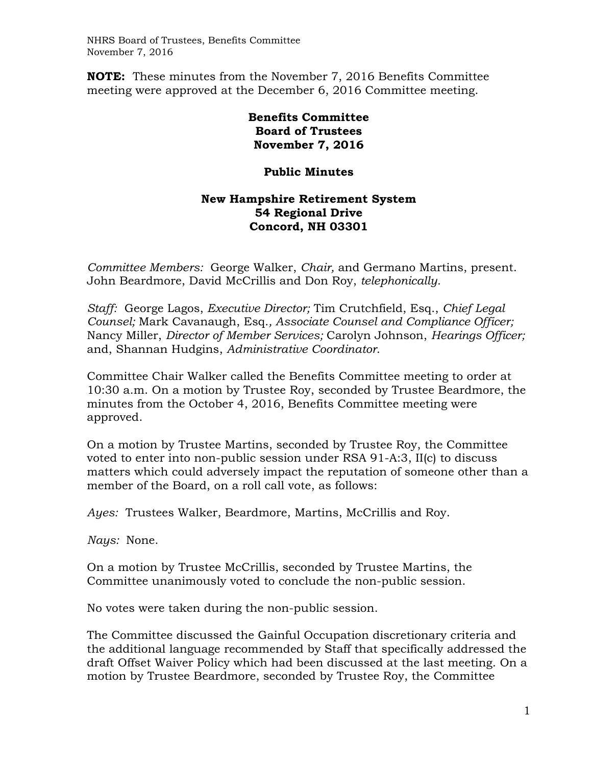**NOTE:** These minutes from the November 7, 2016 Benefits Committee meeting were approved at the December 6, 2016 Committee meeting.

**Benefits Committee**
**Board of Trustees**
**November 7, 2016**

**Public Minutes**

**New Hampshire Retirement System**
**54 Regional Drive**
**Concord, NH 03301**

*Committee Members:* George Walker, *Chair,* and Germano Martins, present. John Beardmore, David McCrillis and Don Roy, *telephonically.*

*Staff:* George Lagos, *Executive Director;* Tim Crutchfield, Esq., *Chief Legal Counsel;* Mark Cavanaugh, Esq.*, Associate Counsel and Compliance Officer;* Nancy Miller, *Director of Member Services;* Carolyn Johnson, *Hearings Officer;* and, Shannan Hudgins, *Administrative Coordinator*.

Committee Chair Walker called the Benefits Committee meeting to order at 10:30 a.m. On a motion by Trustee Roy, seconded by Trustee Beardmore, the minutes from the October 4, 2016, Benefits Committee meeting were approved.

On a motion by Trustee Martins, seconded by Trustee Roy, the Committee voted to enter into non-public session under RSA 91-A:3, II(c) to discuss matters which could adversely impact the reputation of someone other than a member of the Board, on a roll call vote, as follows:

*Ayes:* Trustees Walker, Beardmore, Martins, McCrillis and Roy.

*Nays:* None.

On a motion by Trustee McCrillis, seconded by Trustee Martins, the Committee unanimously voted to conclude the non-public session.

No votes were taken during the non-public session.

The Committee discussed the Gainful Occupation discretionary criteria and the additional language recommended by Staff that specifically addressed the draft Offset Waiver Policy which had been discussed at the last meeting. On a motion by Trustee Beardmore, seconded by Trustee Roy, the Committee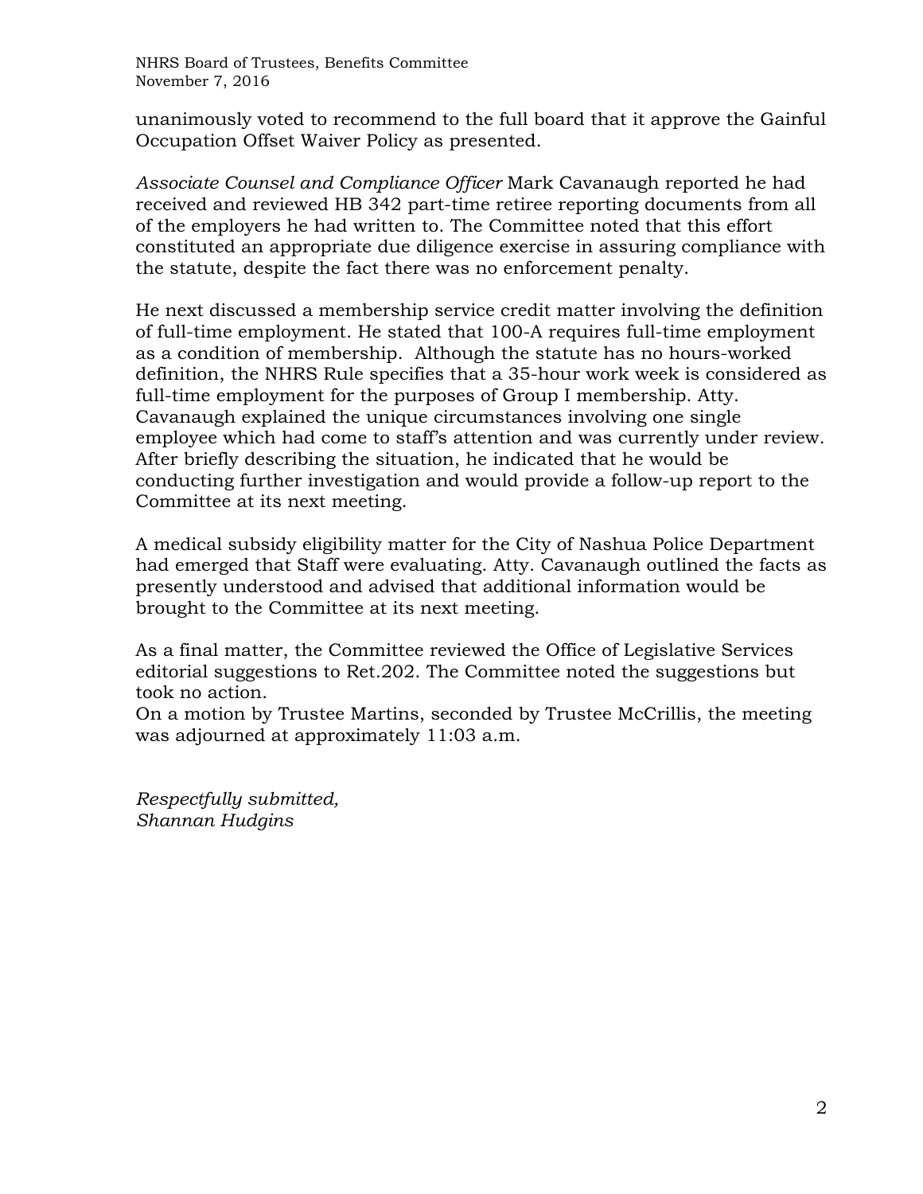unanimously voted to recommend to the full board that it approve the Gainful Occupation Offset Waiver Policy as presented.

*Associate Counsel and Compliance Officer* Mark Cavanaugh reported he had received and reviewed HB 342 part-time retiree reporting documents from all of the employers he had written to. The Committee noted that this effort constituted an appropriate due diligence exercise in assuring compliance with the statute, despite the fact there was no enforcement penalty.

He next discussed a membership service credit matter involving the definition of full-time employment. He stated that 100-A requires full-time employment as a condition of membership. Although the statute has no hours-worked definition, the NHRS Rule specifies that a 35-hour work week is considered as full-time employment for the purposes of Group I membership. Atty. Cavanaugh explained the unique circumstances involving one single employee which had come to staff's attention and was currently under review. After briefly describing the situation, he indicated that he would be conducting further investigation and would provide a follow-up report to the Committee at its next meeting.

A medical subsidy eligibility matter for the City of Nashua Police Department had emerged that Staff were evaluating. Atty. Cavanaugh outlined the facts as presently understood and advised that additional information would be brought to the Committee at its next meeting.

As a final matter, the Committee reviewed the Office of Legislative Services editorial suggestions to Ret.202. The Committee noted the suggestions but took no action.
On a motion by Trustee Martins, seconded by Trustee McCrillis, the meeting was adjourned at approximately 11:03 a.m.

*Respectfully submitted,*
*Shannan Hudgins*